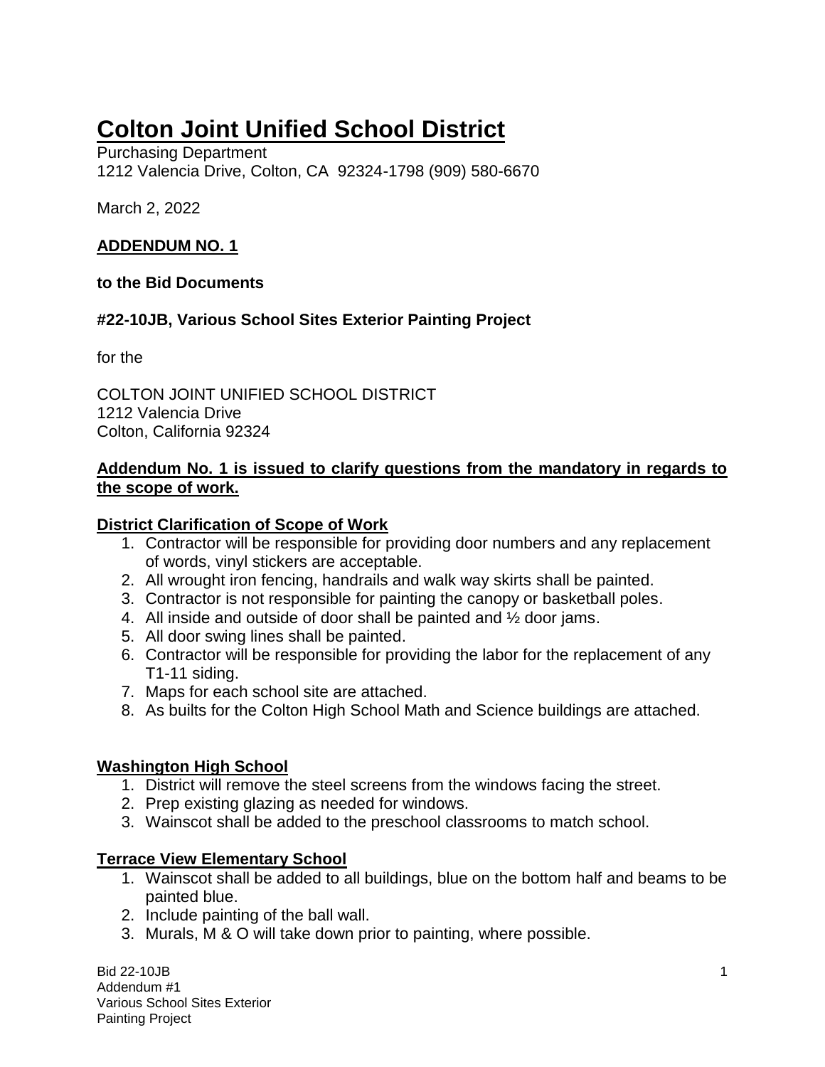# Colton Joint Unified School District

Purchasing Department
1212 Valencia Drive, Colton, CA 92324-1798 (909) 580-6670

March 2, 2022

**ADDENDUM NO. 1**

**to the Bid Documents**

**#22-10JB, Various School Sites Exterior Painting Project**

for the

COLTON JOINT UNIFIED SCHOOL DISTRICT
1212 Valencia Drive
Colton, California 92324

**Addendum No. 1 is issued to clarify questions from the mandatory in regards to the scope of work.**

## District Clarification of Scope of Work

1. Contractor will be responsible for providing door numbers and any replacement of words, vinyl stickers are acceptable.
2. All wrought iron fencing, handrails and walk way skirts shall be painted.
3. Contractor is not responsible for painting the canopy or basketball poles.
4. All inside and outside of door shall be painted and ½ door jams.
5. All door swing lines shall be painted.
6. Contractor will be responsible for providing the labor for the replacement of any T1-11 siding.
7. Maps for each school site are attached.
8. As builts for the Colton High School Math and Science buildings are attached.

## Washington High School

1. District will remove the steel screens from the windows facing the street.
2. Prep existing glazing as needed for windows.
3. Wainscot shall be added to the preschool classrooms to match school.

## Terrace View Elementary School

1. Wainscot shall be added to all buildings, blue on the bottom half and beams to be painted blue.
2. Include painting of the ball wall.
3. Murals, M & O will take down prior to painting, where possible.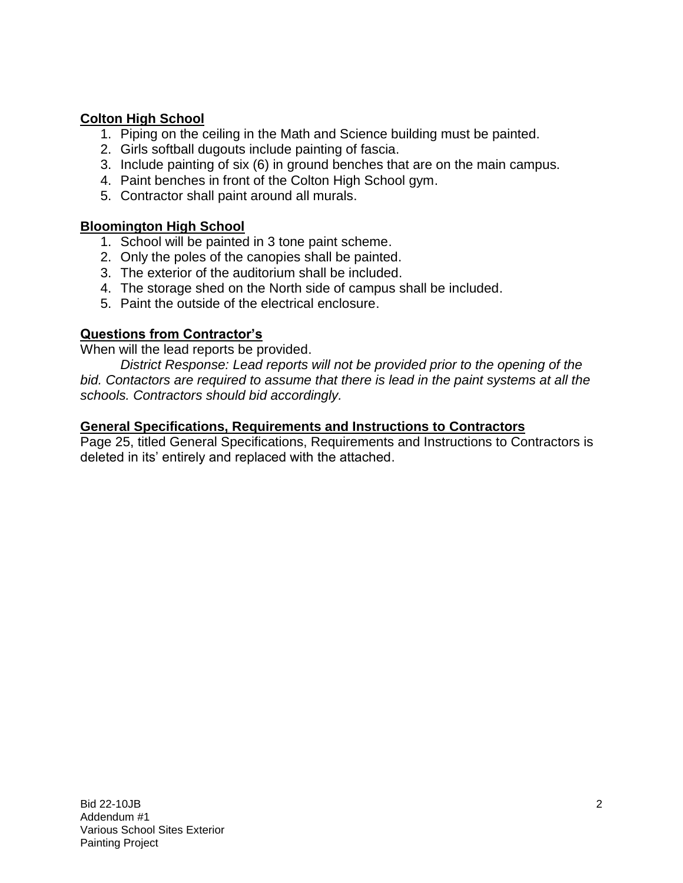**Colton High School**

1. Piping on the ceiling in the Math and Science building must be painted.
2. Girls softball dugouts include painting of fascia.
3. Include painting of six (6) in ground benches that are on the main campus.
4. Paint benches in front of the Colton High School gym.
5. Contractor shall paint around all murals.

**Bloomington High School**

1. School will be painted in 3 tone paint scheme.
2. Only the poles of the canopies shall be painted.
3. The exterior of the auditorium shall be included.
4. The storage shed on the North side of campus shall be included.
5. Paint the outside of the electrical enclosure.

**Questions from Contractor's**

When will the lead reports be provided.

*District Response: Lead reports will not be provided prior to the opening of the bid. Contactors are required to assume that there is lead in the paint systems at all the schools. Contractors should bid accordingly.*

**General Specifications, Requirements and Instructions to Contractors**

Page 25, titled General Specifications, Requirements and Instructions to Contractors is deleted in its' entirely and replaced with the attached.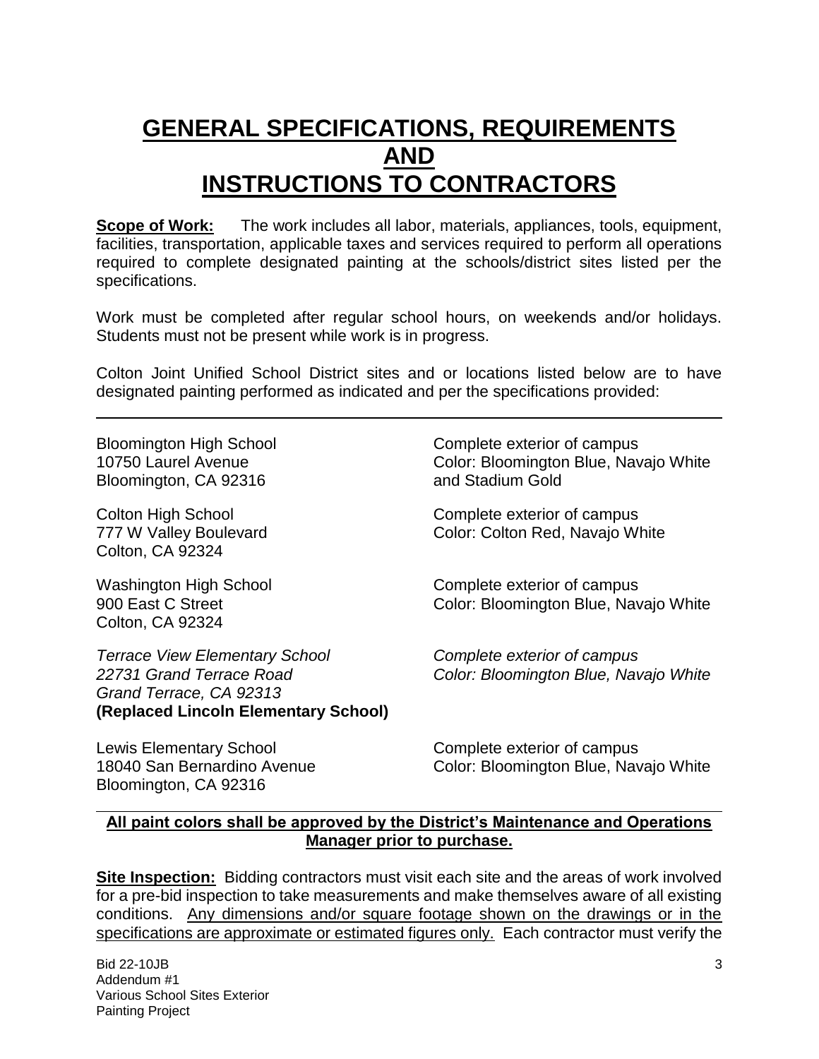# GENERAL SPECIFICATIONS, REQUIREMENTS AND INSTRUCTIONS TO CONTRACTORS

**Scope of Work:** The work includes all labor, materials, appliances, tools, equipment, facilities, transportation, applicable taxes and services required to perform all operations required to complete designated painting at the schools/district sites listed per the specifications.

Work must be completed after regular school hours, on weekends and/or holidays. Students must not be present while work is in progress.

Colton Joint Unified School District sites and or locations listed below are to have designated painting performed as indicated and per the specifications provided:

---

| Site | Work / Color |
|---|---|
| Bloomington High School<br>10750 Laurel Avenue<br>Bloomington, CA 92316 | Complete exterior of campus<br>Color: Bloomington Blue, Navajo White and Stadium Gold |
| Colton High School<br>777 W Valley Boulevard<br>Colton, CA 92324 | Complete exterior of campus<br>Color: Colton Red, Navajo White |
| Washington High School<br>900 East C Street<br>Colton, CA 92324 | Complete exterior of campus<br>Color: Bloomington Blue, Navajo White |
| *Terrace View Elementary School*<br>*22731 Grand Terrace Road*<br>*Grand Terrace, CA 92313*<br>**(Replaced Lincoln Elementary School)** | *Complete exterior of campus*<br>*Color: Bloomington Blue, Navajo White* |
| Lewis Elementary School<br>18040 San Bernardino Avenue<br>Bloomington, CA 92316 | Complete exterior of campus<br>Color: Bloomington Blue, Navajo White |

---

**All paint colors shall be approved by the District's Maintenance and Operations Manager prior to purchase.**

**Site Inspection:** Bidding contractors must visit each site and the areas of work involved for a pre-bid inspection to take measurements and make themselves aware of all existing conditions. Any dimensions and/or square footage shown on the drawings or in the specifications are approximate or estimated figures only. Each contractor must verify the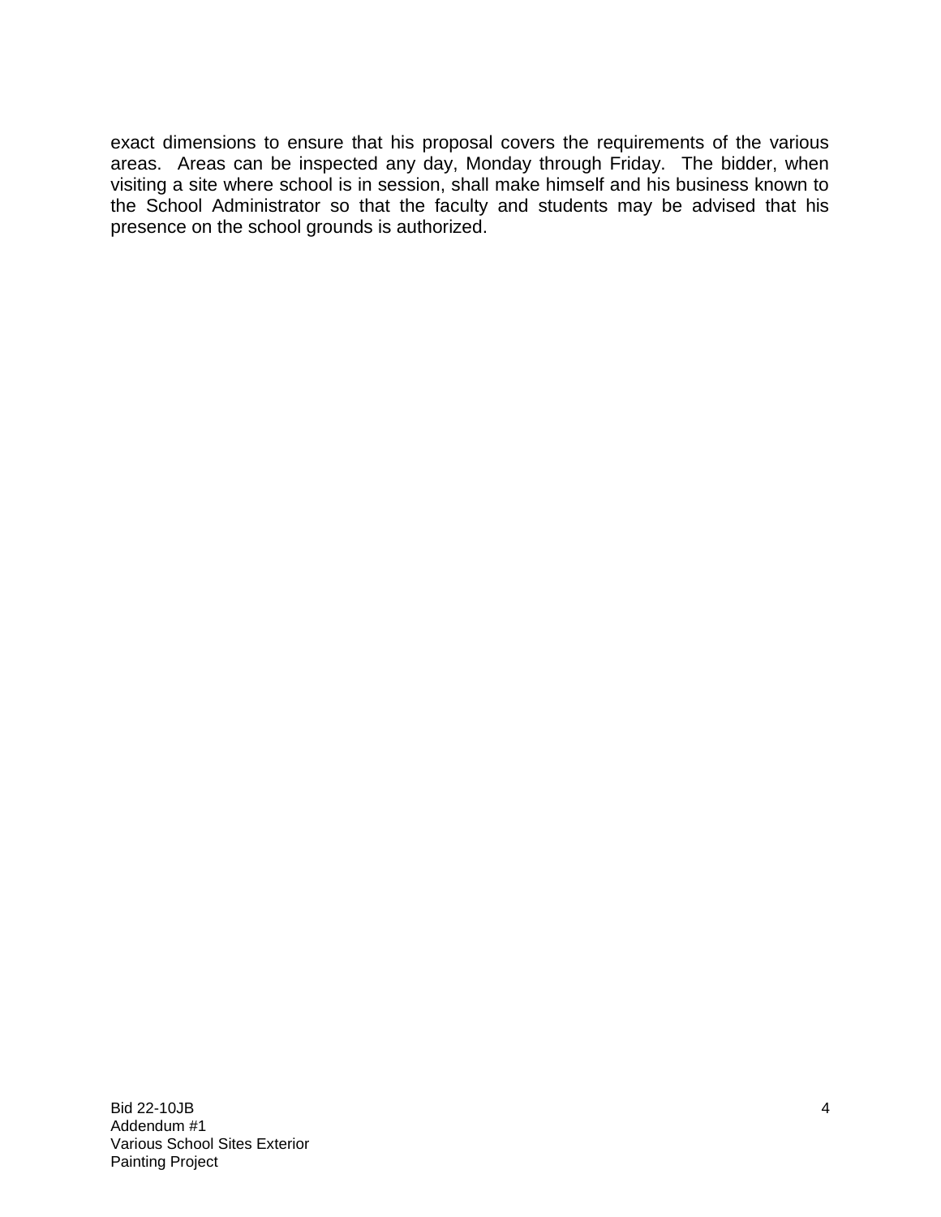exact dimensions to ensure that his proposal covers the requirements of the various areas. Areas can be inspected any day, Monday through Friday. The bidder, when visiting a site where school is in session, shall make himself and his business known to the School Administrator so that the faculty and students may be advised that his presence on the school grounds is authorized.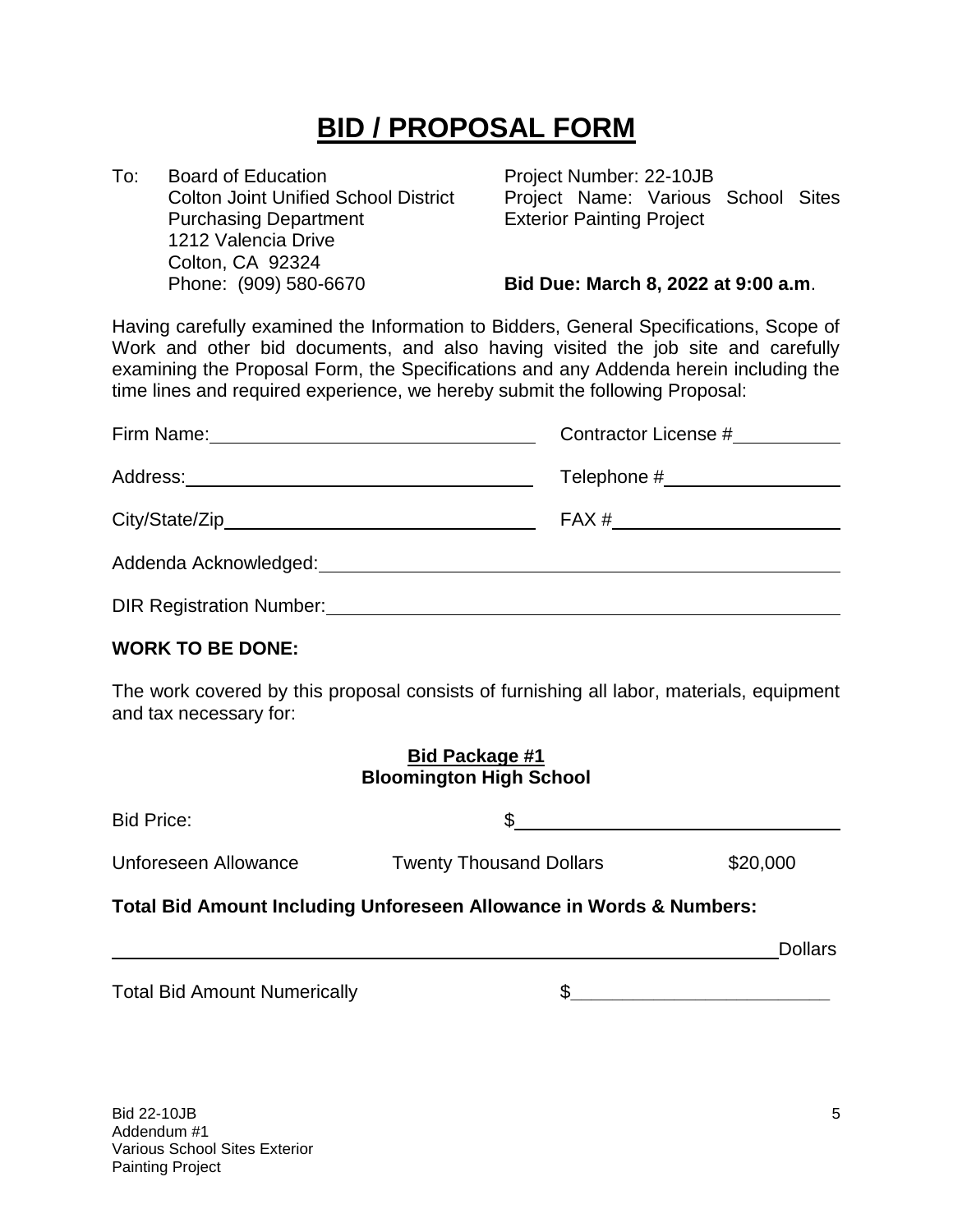# BID / PROPOSAL FORM

To: Board of Education
Colton Joint Unified School District
Purchasing Department
1212 Valencia Drive
Colton, CA 92324
Phone: (909) 580-6670

Project Number: 22-10JB
Project Name: Various School Sites Exterior Painting Project

**Bid Due: March 8, 2022 at 9:00 a.m**.

Having carefully examined the Information to Bidders, General Specifications, Scope of Work and other bid documents, and also having visited the job site and carefully examining the Proposal Form, the Specifications and any Addenda herein including the time lines and required experience, we hereby submit the following Proposal:

Firm Name: ______________________________ Contractor License # __________

Address: ______________________________ Telephone # ________________

City/State/Zip ______________________________ FAX # ____________________

Addenda Acknowledged: ______________________________________________

DIR Registration Number: ____________________________________________

**WORK TO BE DONE:**

The work covered by this proposal consists of furnishing all labor, materials, equipment and tax necessary for:

**Bid Package #1**
**Bloomington High School**

Bid Price: $ ______________________________

Unforeseen Allowance Twenty Thousand Dollars $20,000

**Total Bid Amount Including Unforeseen Allowance in Words & Numbers:**

______________________________________________________________ Dollars

Total Bid Amount Numerically $ ________________________

Bid 22-10JB
Addendum #1
Various School Sites Exterior Painting Project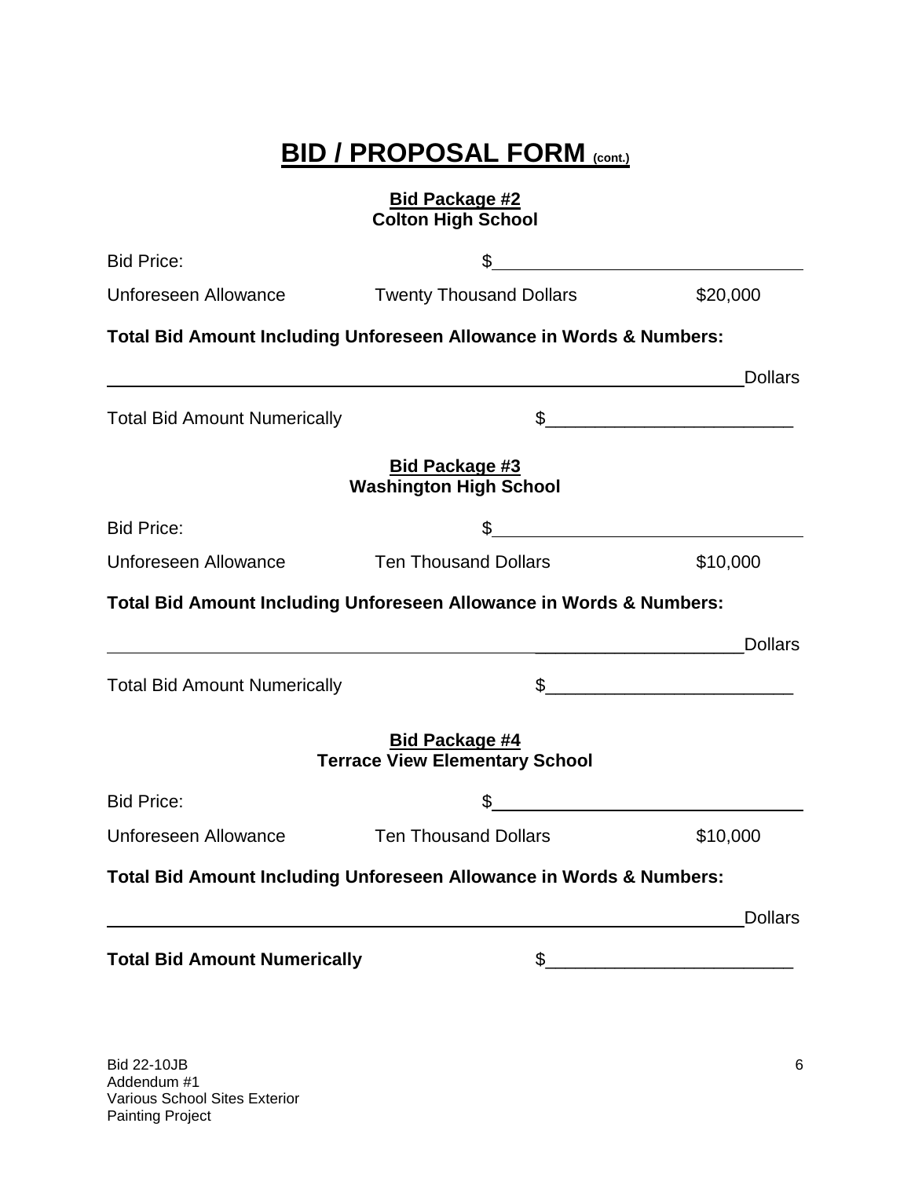# BID / PROPOSAL FORM (cont.)

**Bid Package #2**
**Colton High School**

Bid Price: $_______________________________

Unforeseen Allowance Twenty Thousand Dollars $20,000

**Total Bid Amount Including Unforeseen Allowance in Words & Numbers:**

_________________________________________________________________Dollars

Total Bid Amount Numerically $_________________________

**Bid Package #3**
**Washington High School**

Bid Price: $_______________________________

Unforeseen Allowance Ten Thousand Dollars $10,000

**Total Bid Amount Including Unforeseen Allowance in Words & Numbers:**

_________________________________________________________________Dollars

Total Bid Amount Numerically $_________________________

**Bid Package #4**
**Terrace View Elementary School**

Bid Price: $_______________________________

Unforeseen Allowance Ten Thousand Dollars $10,000

**Total Bid Amount Including Unforeseen Allowance in Words & Numbers:**

_________________________________________________________________Dollars

**Total Bid Amount Numerically** $_________________________

Bid 22-10JB
Addendum #1
Various School Sites Exterior
Painting Project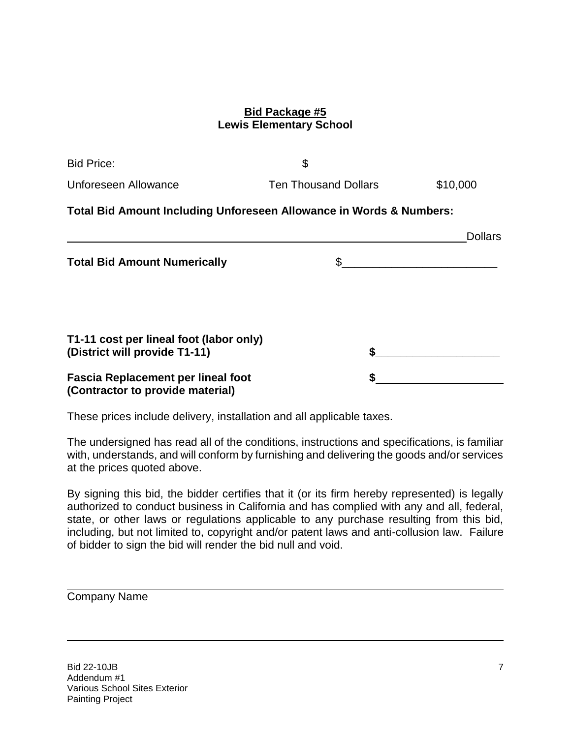**Bid Package #5**
**Lewis Elementary School**

| | | |
|---|---|---|
| Bid Price: | $________________ | |
| Unforeseen Allowance | Ten Thousand Dollars | $10,000 |

**Total Bid Amount Including Unforeseen Allowance in Words & Numbers:**

________________________________________________________________ Dollars

**Total Bid Amount Numerically** $________________________

**T1-11 cost per lineal foot (labor only)**
**(District will provide T1-11)** **$____________________**

**Fascia Replacement per lineal foot** **$____________________**
**(Contractor to provide material)**

These prices include delivery, installation and all applicable taxes.

The undersigned has read all of the conditions, instructions and specifications, is familiar with, understands, and will conform by furnishing and delivering the goods and/or services at the prices quoted above.

By signing this bid, the bidder certifies that it (or its firm hereby represented) is legally authorized to conduct business in California and has complied with any and all, federal, state, or other laws or regulations applicable to any purchase resulting from this bid, including, but not limited to, copyright and/or patent laws and anti-collusion law. Failure of bidder to sign the bid will render the bid null and void.

________________________________________________________________
Company Name

________________________________________________________________

Bid 22-10JB
Addendum #1
Various School Sites Exterior
Painting Project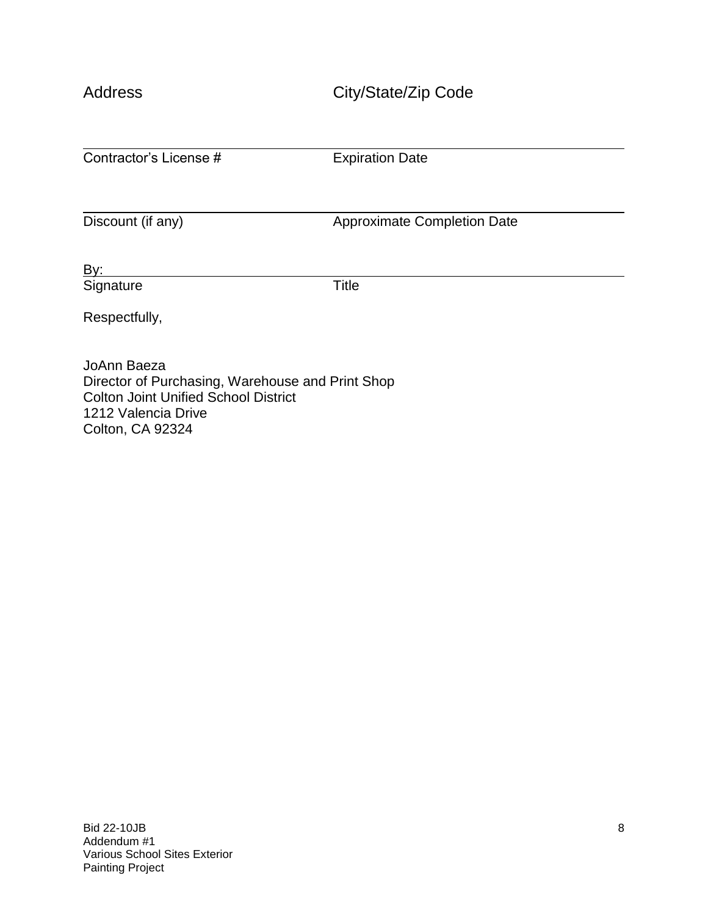Address City/State/Zip Code

Contractor's License # Expiration Date

Discount (if any) Approximate Completion Date

By:
Signature Title

Respectfully,

JoAnn Baeza
Director of Purchasing, Warehouse and Print Shop
Colton Joint Unified School District
1212 Valencia Drive
Colton, CA 92324